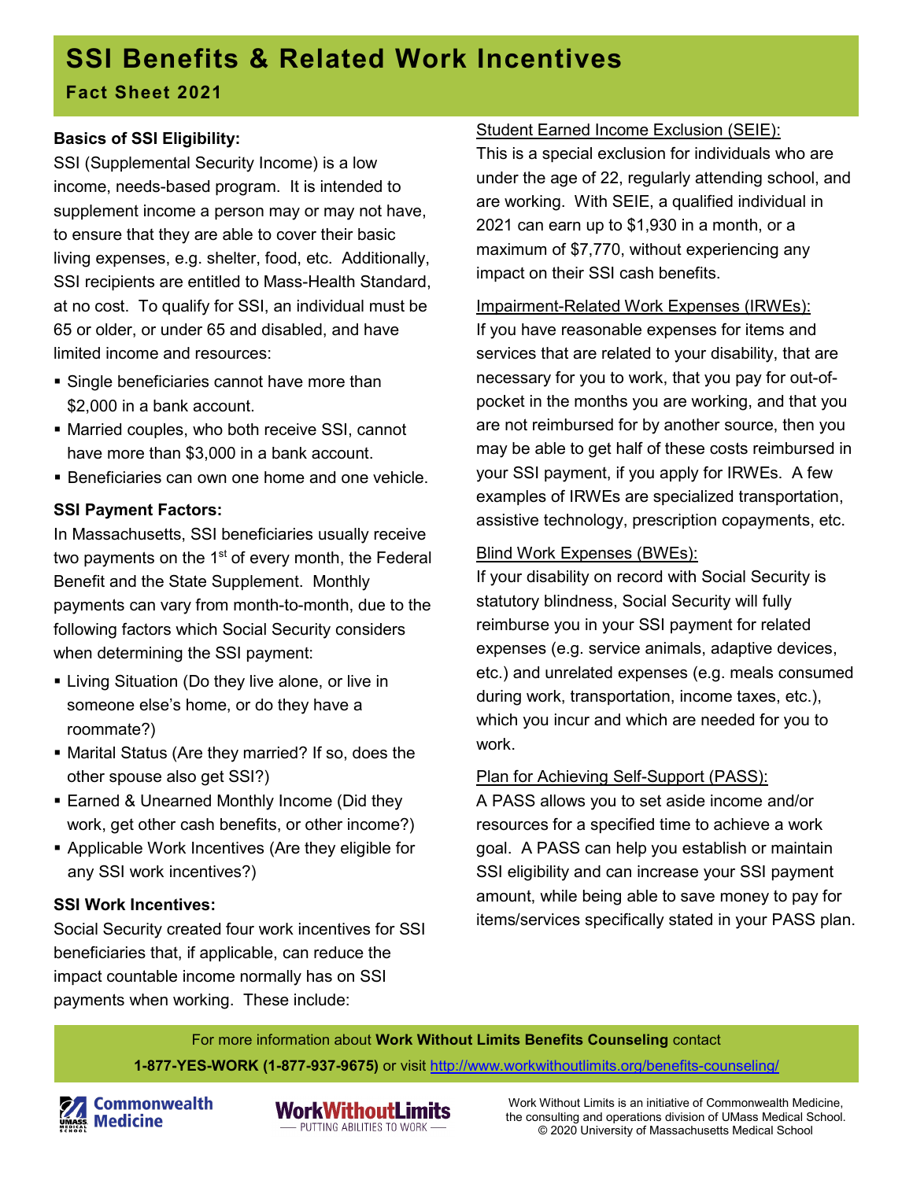# SSI Benefits & Related Work Incentives

**Fact Sheet 2021**

**Basics of SSI Eligibility:**

SSI (Supplemental Security Income) is a low income, needs-based program. It is intended to supplement income a person may or may not have, to ensure that they are able to cover their basic living expenses, e.g. shelter, food, etc. Additionally, SSI recipients are entitled to Mass-Health Standard, at no cost. To qualify for SSI, an individual must be 65 or older, or under 65 and disabled, and have limited income and resources:

- Single beneficiaries cannot have more than $2,000 in a bank account.
- Married couples, who both receive SSI, cannot have more than $3,000 in a bank account.
- Beneficiaries can own one home and one vehicle.

**SSI Payment Factors:**

In Massachusetts, SSI beneficiaries usually receive two payments on the 1st of every month, the Federal Benefit and the State Supplement. Monthly payments can vary from month-to-month, due to the following factors which Social Security considers when determining the SSI payment:

- Living Situation (Do they live alone, or live in someone else's home, or do they have a roommate?)
- Marital Status (Are they married? If so, does the other spouse also get SSI?)
- Earned & Unearned Monthly Income (Did they work, get other cash benefits, or other income?)
- Applicable Work Incentives (Are they eligible for any SSI work incentives?)

**SSI Work Incentives:**

Social Security created four work incentives for SSI beneficiaries that, if applicable, can reduce the impact countable income normally has on SSI payments when working. These include:

Student Earned Income Exclusion (SEIE):

This is a special exclusion for individuals who are under the age of 22, regularly attending school, and are working. With SEIE, a qualified individual in 2021 can earn up to $1,930 in a month, or a maximum of $7,770, without experiencing any impact on their SSI cash benefits.

Impairment-Related Work Expenses (IRWEs):

If you have reasonable expenses for items and services that are related to your disability, that are necessary for you to work, that you pay for out-of-pocket in the months you are working, and that you are not reimbursed for by another source, then you may be able to get half of these costs reimbursed in your SSI payment, if you apply for IRWEs. A few examples of IRWEs are specialized transportation, assistive technology, prescription copayments, etc.

Blind Work Expenses (BWEs):

If your disability on record with Social Security is statutory blindness, Social Security will fully reimburse you in your SSI payment for related expenses (e.g. service animals, adaptive devices, etc.) and unrelated expenses (e.g. meals consumed during work, transportation, income taxes, etc.), which you incur and which are needed for you to work.

Plan for Achieving Self-Support (PASS):

A PASS allows you to set aside income and/or resources for a specified time to achieve a work goal. A PASS can help you establish or maintain SSI eligibility and can increase your SSI payment amount, while being able to save money to pay for items/services specifically stated in your PASS plan.

For more information about **Work Without Limits Benefits Counseling** contact **1-877-YES-WORK (1-877-937-9675)** or visit http://www.workwithoutlimits.org/benefits-counseling/

Commonwealth Medicine

WorkWithoutLimits — PUTTING ABILITIES TO WORK —

Work Without Limits is an initiative of Commonwealth Medicine, the consulting and operations division of UMass Medical School. © 2020 University of Massachusetts Medical School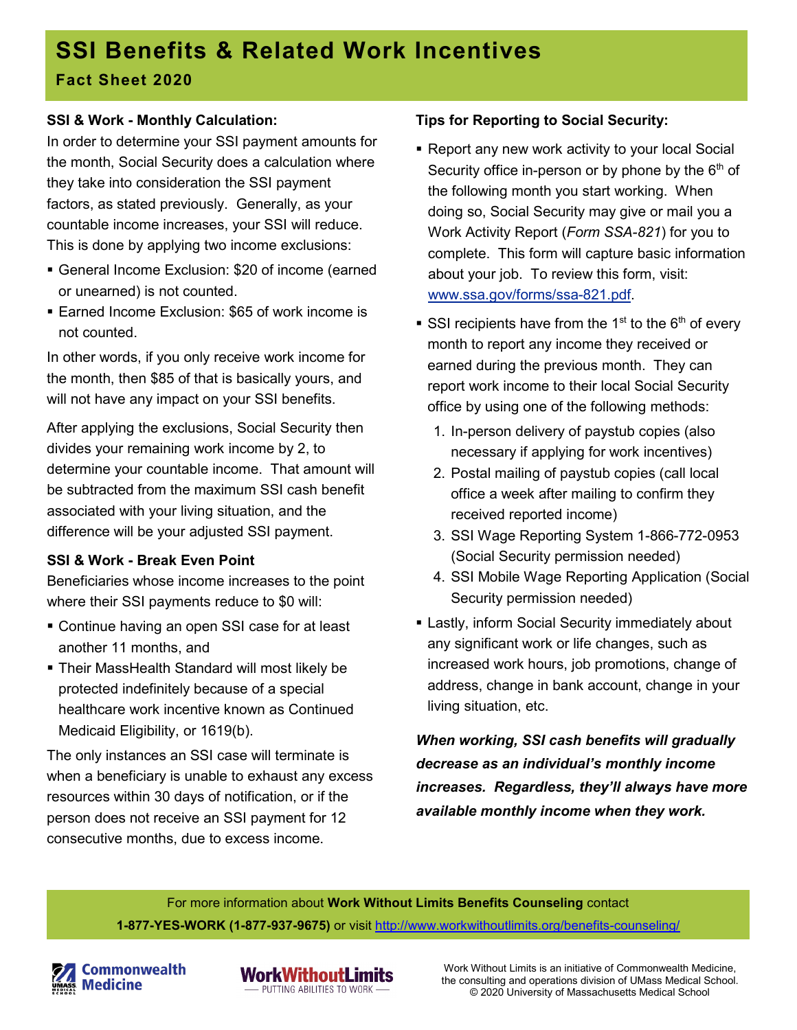# SSI Benefits & Related Work Incentives

**Fact Sheet 2020**

**SSI & Work - Monthly Calculation:**

In order to determine your SSI payment amounts for the month, Social Security does a calculation where they take into consideration the SSI payment factors, as stated previously. Generally, as your countable income increases, your SSI will reduce. This is done by applying two income exclusions:

- General Income Exclusion: $20 of income (earned or unearned) is not counted.
- Earned Income Exclusion: $65 of work income is not counted.

In other words, if you only receive work income for the month, then $85 of that is basically yours, and will not have any impact on your SSI benefits.

After applying the exclusions, Social Security then divides your remaining work income by 2, to determine your countable income. That amount will be subtracted from the maximum SSI cash benefit associated with your living situation, and the difference will be your adjusted SSI payment.

**SSI & Work - Break Even Point**

Beneficiaries whose income increases to the point where their SSI payments reduce to $0 will:

- Continue having an open SSI case for at least another 11 months, and
- Their MassHealth Standard will most likely be protected indefinitely because of a special healthcare work incentive known as Continued Medicaid Eligibility, or 1619(b).

The only instances an SSI case will terminate is when a beneficiary is unable to exhaust any excess resources within 30 days of notification, or if the person does not receive an SSI payment for 12 consecutive months, due to excess income.

**Tips for Reporting to Social Security:**

- Report any new work activity to your local Social Security office in-person or by phone by the 6th of the following month you start working. When doing so, Social Security may give or mail you a Work Activity Report (*Form SSA-821*) for you to complete. This form will capture basic information about your job. To review this form, visit: www.ssa.gov/forms/ssa-821.pdf.
- SSI recipients have from the 1st to the 6th of every month to report any income they received or earned during the previous month. They can report work income to their local Social Security office by using one of the following methods:
  1. In-person delivery of paystub copies (also necessary if applying for work incentives)
  2. Postal mailing of paystub copies (call local office a week after mailing to confirm they received reported income)
  3. SSI Wage Reporting System 1-866-772-0953 (Social Security permission needed)
  4. SSI Mobile Wage Reporting Application (Social Security permission needed)
- Lastly, inform Social Security immediately about any significant work or life changes, such as increased work hours, job promotions, change of address, change in bank account, change in your living situation, etc.

***When working, SSI cash benefits will gradually decrease as an individual's monthly income increases. Regardless, they'll always have more available monthly income when they work.***

For more information about **Work Without Limits Benefits Counseling** contact **1-877-YES-WORK (1-877-937-9675)** or visit http://www.workwithoutlimits.org/benefits-counseling/

Commonwealth Medicine

WorkWithoutLimits — PUTTING ABILITIES TO WORK —

Work Without Limits is an initiative of Commonwealth Medicine, the consulting and operations division of UMass Medical School. © 2020 University of Massachusetts Medical School